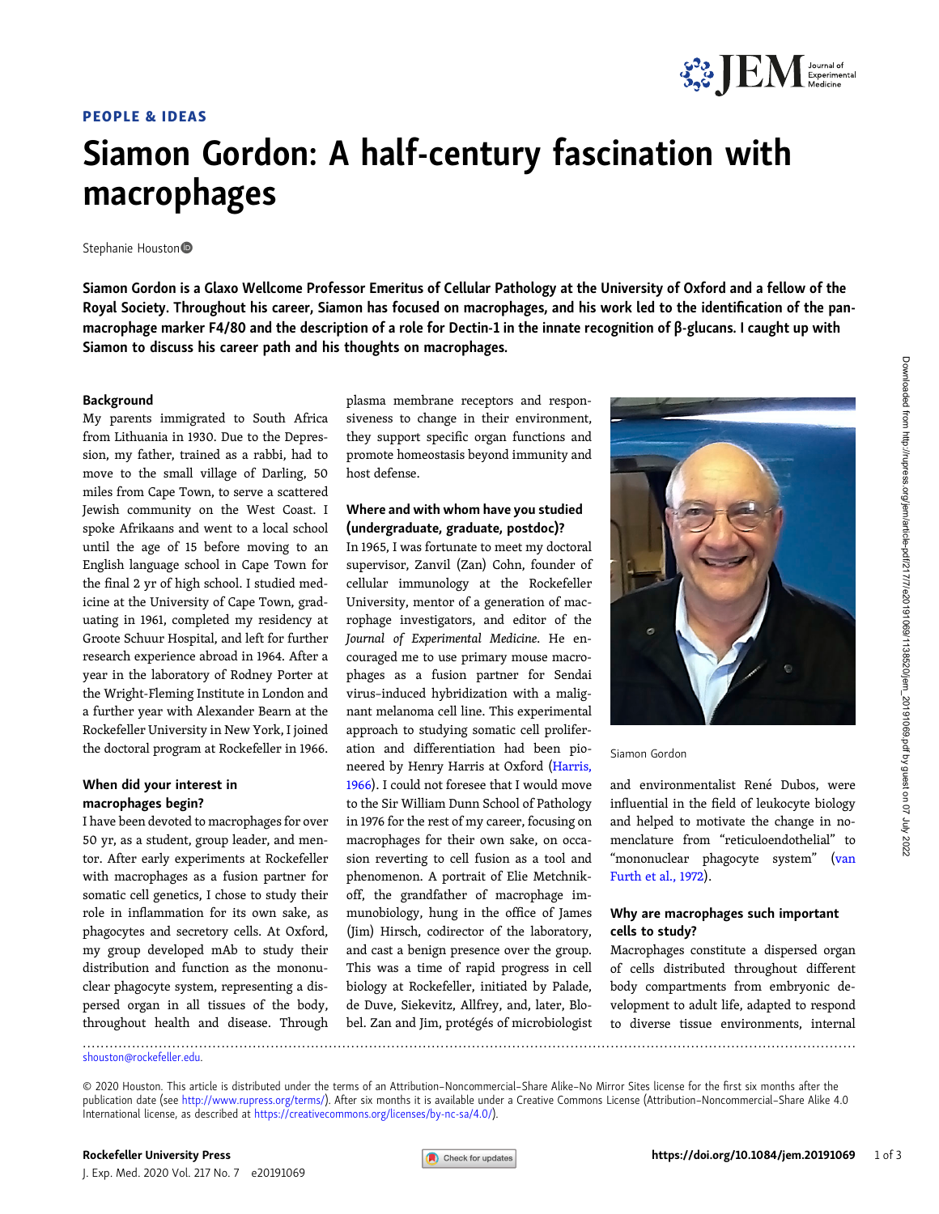PEOPLE & IDEAS

# Siamon Gordon: A half-century fascination with macrophages

Stephanie Houston

**Siamon Gordon is a Glaxo Wellcome Professor Emeritus of Cellular Pathology at the University of Oxford and a fellow of the Royal Society. Throughout his career, Siamon has focused on macrophages, and his work led to the identification of the pan-macrophage marker F4/80 and the description of a role for Dectin-1 in the innate recognition of β-glucans. I caught up with Siamon to discuss his career path and his thoughts on macrophages.**

### Background

My parents immigrated to South Africa from Lithuania in 1930. Due to the Depression, my father, trained as a rabbi, had to move to the small village of Darling, 50 miles from Cape Town, to serve a scattered Jewish community on the West Coast. I spoke Afrikaans and went to a local school until the age of 15 before moving to an English language school in Cape Town for the final 2 yr of high school. I studied medicine at the University of Cape Town, graduating in 1961, completed my residency at Groote Schuur Hospital, and left for further research experience abroad in 1964. After a year in the laboratory of Rodney Porter at the Wright-Fleming Institute in London and a further year with Alexander Bearn at the Rockefeller University in New York, I joined the doctoral program at Rockefeller in 1966.

### When did your interest in macrophages begin?

I have been devoted to macrophages for over 50 yr, as a student, group leader, and mentor. After early experiments at Rockefeller with macrophages as a fusion partner for somatic cell genetics, I chose to study their role in inflammation for its own sake, as phagocytes and secretory cells. At Oxford, my group developed mAb to study their distribution and function as the mononuclear phagocyte system, representing a dispersed organ in all tissues of the body, throughout health and disease. Through plasma membrane receptors and responsiveness to change in their environment, they support specific organ functions and promote homeostasis beyond immunity and host defense.

### Where and with whom have you studied (undergraduate, graduate, postdoc)?

In 1965, I was fortunate to meet my doctoral supervisor, Zanvil (Zan) Cohn, founder of cellular immunology at the Rockefeller University, mentor of a generation of macrophage investigators, and editor of the *Journal of Experimental Medicine*. He encouraged me to use primary mouse macrophages as a fusion partner for Sendai virus–induced hybridization with a malignant melanoma cell line. This experimental approach to studying somatic cell proliferation and differentiation had been pioneered by Henry Harris at Oxford (Harris, 1966). I could not foresee that I would move to the Sir William Dunn School of Pathology in 1976 for the rest of my career, focusing on macrophages for their own sake, on occasion reverting to cell fusion as a tool and phenomenon. A portrait of Elie Metchnikoff, the grandfather of macrophage immunobiology, hung in the office of James (Jim) Hirsch, codirector of the laboratory, and cast a benign presence over the group. This was a time of rapid progress in cell biology at Rockefeller, initiated by Palade, de Duve, Siekevitz, Allfrey, and, later, Blobel. Zan and Jim, protégés of microbiologist and environmentalist René Dubos, were influential in the field of leukocyte biology and helped to motivate the change in nomenclature from "reticuloendothelial" to "mononuclear phagocyte system" (van Furth et al., 1972).

Siamon Gordon

### Why are macrophages such important cells to study?

Macrophages constitute a dispersed organ of cells distributed throughout different body compartments from embryonic development to adult life, adapted to respond to diverse tissue environments, internal

shouston@rockefeller.edu.

© 2020 Houston. This article is distributed under the terms of an Attribution–Noncommercial–Share Alike–No Mirror Sites license for the first six months after the publication date (see http://www.rupress.org/terms/). After six months it is available under a Creative Commons License (Attribution–Noncommercial–Share Alike 4.0 International license, as described at https://creativecommons.org/licenses/by-nc-sa/4.0/).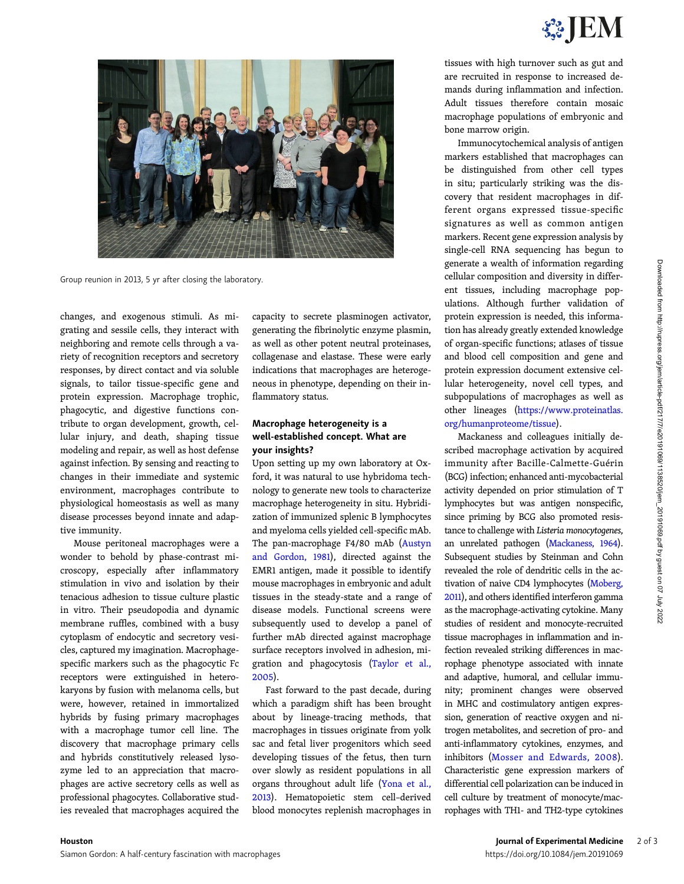Group reunion in 2013, 5 yr after closing the laboratory.

changes, and exogenous stimuli. As migrating and sessile cells, they interact with neighboring and remote cells through a variety of recognition receptors and secretory responses, by direct contact and via soluble signals, to tailor tissue-specific gene and protein expression. Macrophage trophic, phagocytic, and digestive functions contribute to organ development, growth, cellular injury, and death, shaping tissue modeling and repair, as well as host defense against infection. By sensing and reacting to changes in their immediate and systemic environment, macrophages contribute to physiological homeostasis as well as many disease processes beyond innate and adaptive immunity.

Mouse peritoneal macrophages were a wonder to behold by phase-contrast microscopy, especially after inflammatory stimulation in vivo and isolation by their tenacious adhesion to tissue culture plastic in vitro. Their pseudopodia and dynamic membrane ruffles, combined with a busy cytoplasm of endocytic and secretory vesicles, captured my imagination. Macrophage-specific markers such as the phagocytic Fc receptors were extinguished in heterokaryons by fusion with melanoma cells, but were, however, retained in immortalized hybrids by fusing primary macrophages with a macrophage tumor cell line. The discovery that macrophage primary cells and hybrids constitutively released lysozyme led to an appreciation that macrophages are active secretory cells as well as professional phagocytes. Collaborative studies revealed that macrophages acquired the capacity to secrete plasminogen activator, generating the fibrinolytic enzyme plasmin, as well as other potent neutral proteinases, collagenase and elastase. These were early indications that macrophages are heterogeneous in phenotype, depending on their inflammatory status.

### Macrophage heterogeneity is a well-established concept. What are your insights?

Upon setting up my own laboratory at Oxford, it was natural to use hybridoma technology to generate new tools to characterize macrophage heterogeneity in situ. Hybridization of immunized splenic B lymphocytes and myeloma cells yielded cell-specific mAb. The pan-macrophage F4/80 mAb (Austyn and Gordon, 1981), directed against the EMR1 antigen, made it possible to identify mouse macrophages in embryonic and adult tissues in the steady-state and a range of disease models. Functional screens were subsequently used to develop a panel of further mAb directed against macrophage surface receptors involved in adhesion, migration and phagocytosis (Taylor et al., 2005).

Fast forward to the past decade, during which a paradigm shift has been brought about by lineage-tracing methods, that macrophages in tissues originate from yolk sac and fetal liver progenitors which seed developing tissues of the fetus, then turn over slowly as resident populations in all organs throughout adult life (Yona et al., 2013). Hematopoietic stem cell–derived blood monocytes replenish macrophages in tissues with high turnover such as gut and are recruited in response to increased demands during inflammation and infection. Adult tissues therefore contain mosaic macrophage populations of embryonic and bone marrow origin.

Immunocytochemical analysis of antigen markers established that macrophages can be distinguished from other cell types in situ; particularly striking was the discovery that resident macrophages in different organs expressed tissue-specific signatures as well as common antigen markers. Recent gene expression analysis by single-cell RNA sequencing has begun to generate a wealth of information regarding cellular composition and diversity in different tissues, including macrophage populations. Although further validation of protein expression is needed, this information has already greatly extended knowledge of organ-specific functions; atlases of tissue and blood cell composition and gene and protein expression document extensive cellular heterogeneity, novel cell types, and subpopulations of macrophages as well as other lineages (https://www.proteinatlas.org/humanproteome/tissue).

Mackaness and colleagues initially described macrophage activation by acquired immunity after Bacille-Calmette-Guérin (BCG) infection; enhanced anti-mycobacterial activity depended on prior stimulation of T lymphocytes but was antigen nonspecific, since priming by BCG also promoted resistance to challenge with *Listeria monocytogenes*, an unrelated pathogen (Mackaness, 1964). Subsequent studies by Steinman and Cohn revealed the role of dendritic cells in the activation of naive CD4 lymphocytes (Moberg, 2011), and others identified interferon gamma as the macrophage-activating cytokine. Many studies of resident and monocyte-recruited tissue macrophages in inflammation and infection revealed striking differences in macrophage phenotype associated with innate and adaptive, humoral, and cellular immunity; prominent changes were observed in MHC and costimulatory antigen expression, generation of reactive oxygen and nitrogen metabolites, and secretion of pro- and anti-inflammatory cytokines, enzymes, and inhibitors (Mosser and Edwards, 2008). Characteristic gene expression markers of differential cell polarization can be induced in cell culture by treatment of monocyte/macrophages with TH1- and TH2-type cytokines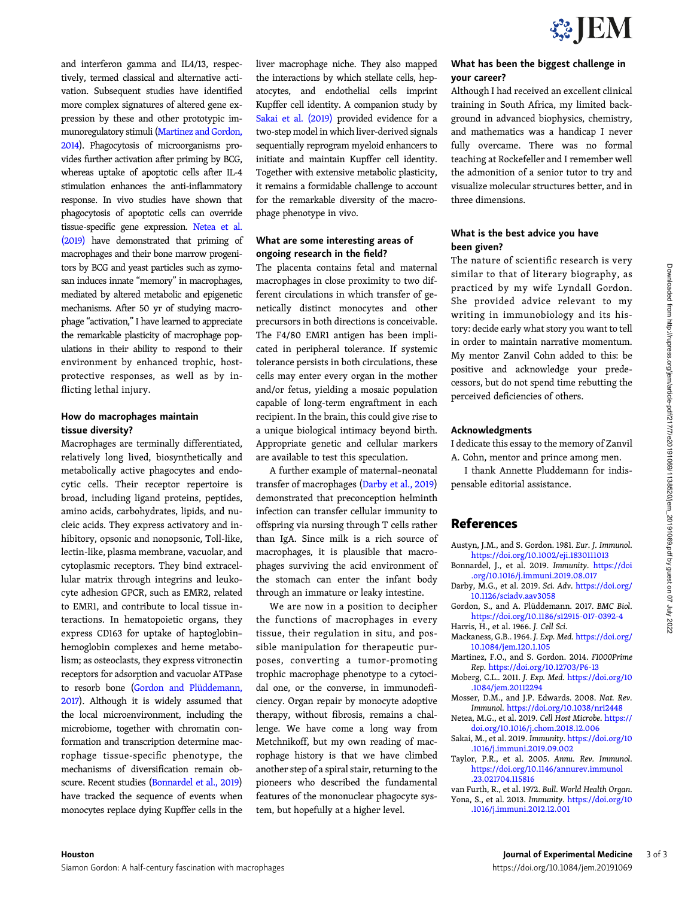and interferon gamma and IL4/13, respectively, termed classical and alternative activation. Subsequent studies have identified more complex signatures of altered gene expression by these and other prototypic immunoregulatory stimuli (Martinez and Gordon, 2014). Phagocytosis of microorganisms provides further activation after priming by BCG, whereas uptake of apoptotic cells after IL-4 stimulation enhances the anti-inflammatory response. In vivo studies have shown that phagocytosis of apoptotic cells can override tissue-specific gene expression. Netea et al. (2019) have demonstrated that priming of macrophages and their bone marrow progenitors by BCG and yeast particles such as zymosan induces innate "memory" in macrophages, mediated by altered metabolic and epigenetic mechanisms. After 50 yr of studying macrophage "activation," I have learned to appreciate the remarkable plasticity of macrophage populations in their ability to respond to their environment by enhanced trophic, host-protective responses, as well as by inflicting lethal injury.

### How do macrophages maintain tissue diversity?

Macrophages are terminally differentiated, relatively long lived, biosynthetically and metabolically active phagocytes and endocytic cells. Their receptor repertoire is broad, including ligand proteins, peptides, amino acids, carbohydrates, lipids, and nucleic acids. They express activatory and inhibitory, opsonic and nonopsonic, Toll-like, lectin-like, plasma membrane, vacuolar, and cytoplasmic receptors. They bind extracellular matrix through integrins and leukocyte adhesion GPCR, such as EMR2, related to EMR1, and contribute to local tissue interactions. In hematopoietic organs, they express CD163 for uptake of haptoglobin–hemoglobin complexes and heme metabolism; as osteoclasts, they express vitronectin receptors for adsorption and vacuolar ATPase to resorb bone (Gordon and Plüddemann, 2017). Although it is widely assumed that the local microenvironment, including the microbiome, together with chromatin conformation and transcription determine macrophage tissue-specific phenotype, the mechanisms of diversification remain obscure. Recent studies (Bonnardel et al., 2019) have tracked the sequence of events when monocytes replace dying Kupffer cells in the liver macrophage niche. They also mapped the interactions by which stellate cells, hepatocytes, and endothelial cells imprint Kupffer cell identity. A companion study by Sakai et al. (2019) provided evidence for a two-step model in which liver-derived signals sequentially reprogram myeloid enhancers to initiate and maintain Kupffer cell identity. Together with extensive metabolic plasticity, it remains a formidable challenge to account for the remarkable diversity of the macrophage phenotype in vivo.

### What are some interesting areas of ongoing research in the field?

The placenta contains fetal and maternal macrophages in close proximity to two different circulations in which transfer of genetically distinct monocytes and other precursors in both directions is conceivable. The F4/80 EMR1 antigen has been implicated in peripheral tolerance. If systemic tolerance persists in both circulations, these cells may enter every organ in the mother and/or fetus, yielding a mosaic population capable of long-term engraftment in each recipient. In the brain, this could give rise to a unique biological intimacy beyond birth. Appropriate genetic and cellular markers are available to test this speculation.

A further example of maternal–neonatal transfer of macrophages (Darby et al., 2019) demonstrated that preconception helminth infection can transfer cellular immunity to offspring via nursing through T cells rather than IgA. Since milk is a rich source of macrophages, it is plausible that macrophages surviving the acid environment of the stomach can enter the infant body through an immature or leaky intestine.

We are now in a position to decipher the functions of macrophages in every tissue, their regulation in situ, and possible manipulation for therapeutic purposes, converting a tumor-promoting trophic macrophage phenotype to a cytocidal one, or the converse, in immunodeficiency. Organ repair by monocyte adoptive therapy, without fibrosis, remains a challenge. We have come a long way from Metchnikoff, but my own reading of macrophage history is that we have climbed another step of a spiral stair, returning to the pioneers who described the fundamental features of the mononuclear phagocyte system, but hopefully at a higher level.

### What has been the biggest challenge in your career?

Although I had received an excellent clinical training in South Africa, my limited background in advanced biophysics, chemistry, and mathematics was a handicap I never fully overcame. There was no formal teaching at Rockefeller and I remember well the admonition of a senior tutor to try and visualize molecular structures better, and in three dimensions.

### What is the best advice you have been given?

The nature of scientific research is very similar to that of literary biography, as practiced by my wife Lyndall Gordon. She provided advice relevant to my writing in immunobiology and its history: decide early what story you want to tell in order to maintain narrative momentum. My mentor Zanvil Cohn added to this: be positive and acknowledge your predecessors, but do not spend time rebutting the perceived deficiencies of others.

### Acknowledgments

I dedicate this essay to the memory of Zanvil A. Cohn, mentor and prince among men.

I thank Annette Pluddemann for indispensable editorial assistance.

## References

Austyn, J.M., and S. Gordon. 1981. *Eur. J. Immunol.* https://doi.org/10.1002/eji.1830111013

Bonnardel, J., et al. 2019. *Immunity.* https://doi.org/10.1016/j.immuni.2019.08.017

Darby, M.G., et al. 2019. *Sci. Adv.* https://doi.org/10.1126/sciadv.aav3058

Gordon, S., and A. Plüddemann. 2017. *BMC Biol.* https://doi.org/10.1186/s12915-017-0392-4

Harris, H., et al. 1966. *J. Cell Sci.*

Mackaness, G.B.. 1964. *J. Exp. Med.* https://doi.org/10.1084/jem.120.1.105

Martinez, F.O., and S. Gordon. 2014. *F1000Prime Rep.* https://doi.org/10.12703/P6-13

Moberg, C.L.. 2011. *J. Exp. Med.* https://doi.org/10.1084/jem.20112294

Mosser, D.M., and J.P. Edwards. 2008. *Nat. Rev. Immunol.* https://doi.org/10.1038/nri2448

Netea, M.G., et al. 2019. *Cell Host Microbe.* https://doi.org/10.1016/j.chom.2018.12.006

Sakai, M., et al. 2019. *Immunity.* https://doi.org/10.1016/j.immuni.2019.09.002

Taylor, P.R., et al. 2005. *Annu. Rev. Immunol.* https://doi.org/10.1146/annurev.immunol.23.021704.115816

van Furth, R., et al. 1972. *Bull. World Health Organ.*

Yona, S., et al. 2013. *Immunity.* https://doi.org/10.1016/j.immuni.2012.12.001